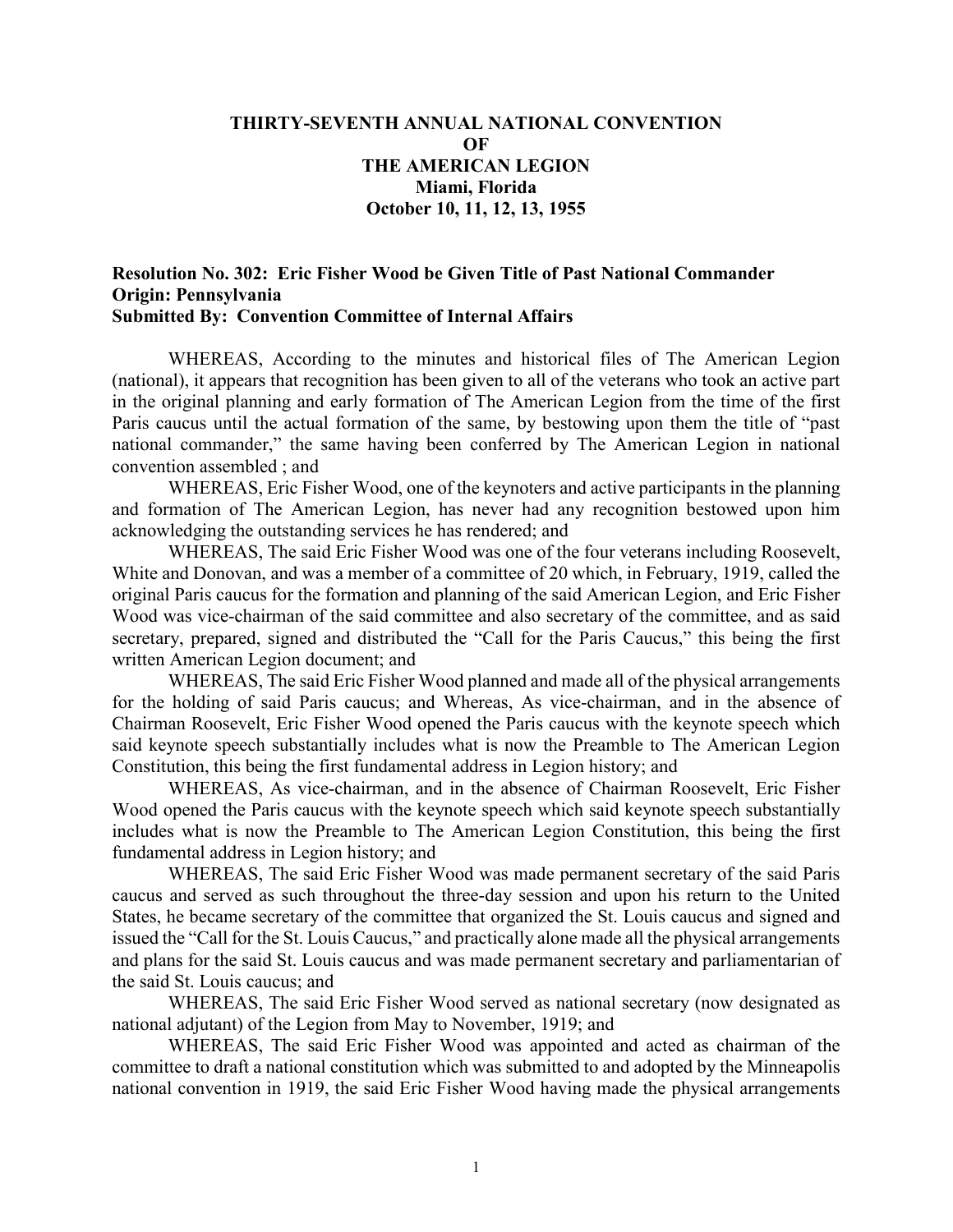**THIRTY-SEVENTH ANNUAL NATIONAL CONVENTION**
**OF**
**THE AMERICAN LEGION**
**Miami, Florida**
**October 10, 11, 12, 13, 1955**

**Resolution No. 302: Eric Fisher Wood be Given Title of Past National Commander**
**Origin: Pennsylvania**
**Submitted By: Convention Committee of Internal Affairs**

WHEREAS, According to the minutes and historical files of The American Legion (national), it appears that recognition has been given to all of the veterans who took an active part in the original planning and early formation of The American Legion from the time of the first Paris caucus until the actual formation of the same, by bestowing upon them the title of "past national commander," the same having been conferred by The American Legion in national convention assembled ; and

WHEREAS, Eric Fisher Wood, one of the keynoters and active participants in the planning and formation of The American Legion, has never had any recognition bestowed upon him acknowledging the outstanding services he has rendered; and

WHEREAS, The said Eric Fisher Wood was one of the four veterans including Roosevelt, White and Donovan, and was a member of a committee of 20 which, in February, 1919, called the original Paris caucus for the formation and planning of the said American Legion, and Eric Fisher Wood was vice-chairman of the said committee and also secretary of the committee, and as said secretary, prepared, signed and distributed the "Call for the Paris Caucus," this being the first written American Legion document; and

WHEREAS, The said Eric Fisher Wood planned and made all of the physical arrangements for the holding of said Paris caucus; and Whereas, As vice-chairman, and in the absence of Chairman Roosevelt, Eric Fisher Wood opened the Paris caucus with the keynote speech which said keynote speech substantially includes what is now the Preamble to The American Legion Constitution, this being the first fundamental address in Legion history; and

WHEREAS, As vice-chairman, and in the absence of Chairman Roosevelt, Eric Fisher Wood opened the Paris caucus with the keynote speech which said keynote speech substantially includes what is now the Preamble to The American Legion Constitution, this being the first fundamental address in Legion history; and

WHEREAS, The said Eric Fisher Wood was made permanent secretary of the said Paris caucus and served as such throughout the three-day session and upon his return to the United States, he became secretary of the committee that organized the St. Louis caucus and signed and issued the "Call for the St. Louis Caucus," and practically alone made all the physical arrangements and plans for the said St. Louis caucus and was made permanent secretary and parliamentarian of the said St. Louis caucus; and

WHEREAS, The said Eric Fisher Wood served as national secretary (now designated as national adjutant) of the Legion from May to November, 1919; and

WHEREAS, The said Eric Fisher Wood was appointed and acted as chairman of the committee to draft a national constitution which was submitted to and adopted by the Minneapolis national convention in 1919, the said Eric Fisher Wood having made the physical arrangements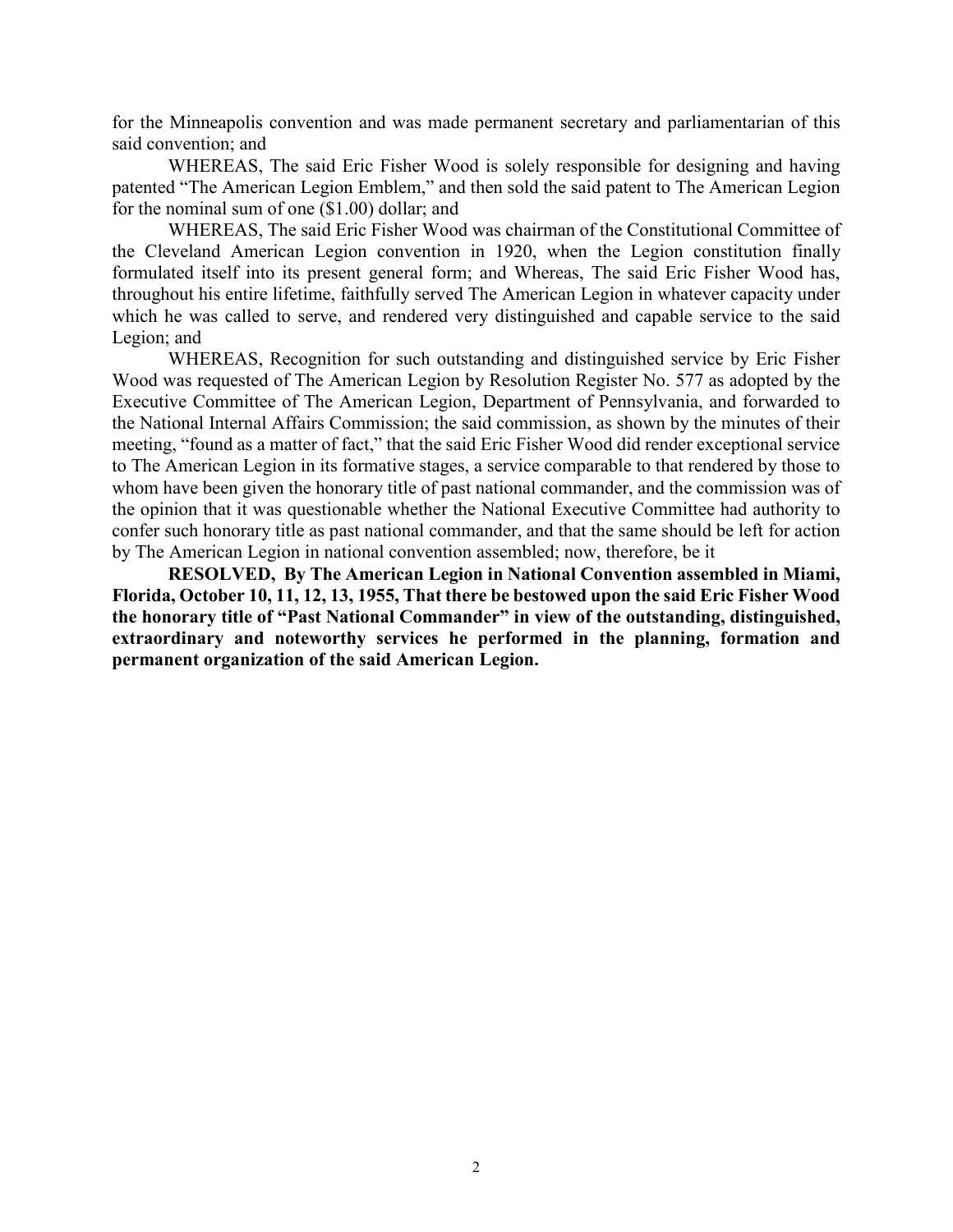for the Minneapolis convention and was made permanent secretary and parliamentarian of this said convention; and

WHEREAS, The said Eric Fisher Wood is solely responsible for designing and having patented "The American Legion Emblem," and then sold the said patent to The American Legion for the nominal sum of one ($1.00) dollar; and

WHEREAS, The said Eric Fisher Wood was chairman of the Constitutional Committee of the Cleveland American Legion convention in 1920, when the Legion constitution finally formulated itself into its present general form; and Whereas, The said Eric Fisher Wood has, throughout his entire lifetime, faithfully served The American Legion in whatever capacity under which he was called to serve, and rendered very distinguished and capable service to the said Legion; and

WHEREAS, Recognition for such outstanding and distinguished service by Eric Fisher Wood was requested of The American Legion by Resolution Register No. 577 as adopted by the Executive Committee of The American Legion, Department of Pennsylvania, and forwarded to the National Internal Affairs Commission; the said commission, as shown by the minutes of their meeting, "found as a matter of fact," that the said Eric Fisher Wood did render exceptional service to The American Legion in its formative stages, a service comparable to that rendered by those to whom have been given the honorary title of past national commander, and the commission was of the opinion that it was questionable whether the National Executive Committee had authority to confer such honorary title as past national commander, and that the same should be left for action by The American Legion in national convention assembled; now, therefore, be it

**RESOLVED, By The American Legion in National Convention assembled in Miami, Florida, October 10, 11, 12, 13, 1955, That there be bestowed upon the said Eric Fisher Wood the honorary title of "Past National Commander" in view of the outstanding, distinguished, extraordinary and noteworthy services he performed in the planning, formation and permanent organization of the said American Legion.**